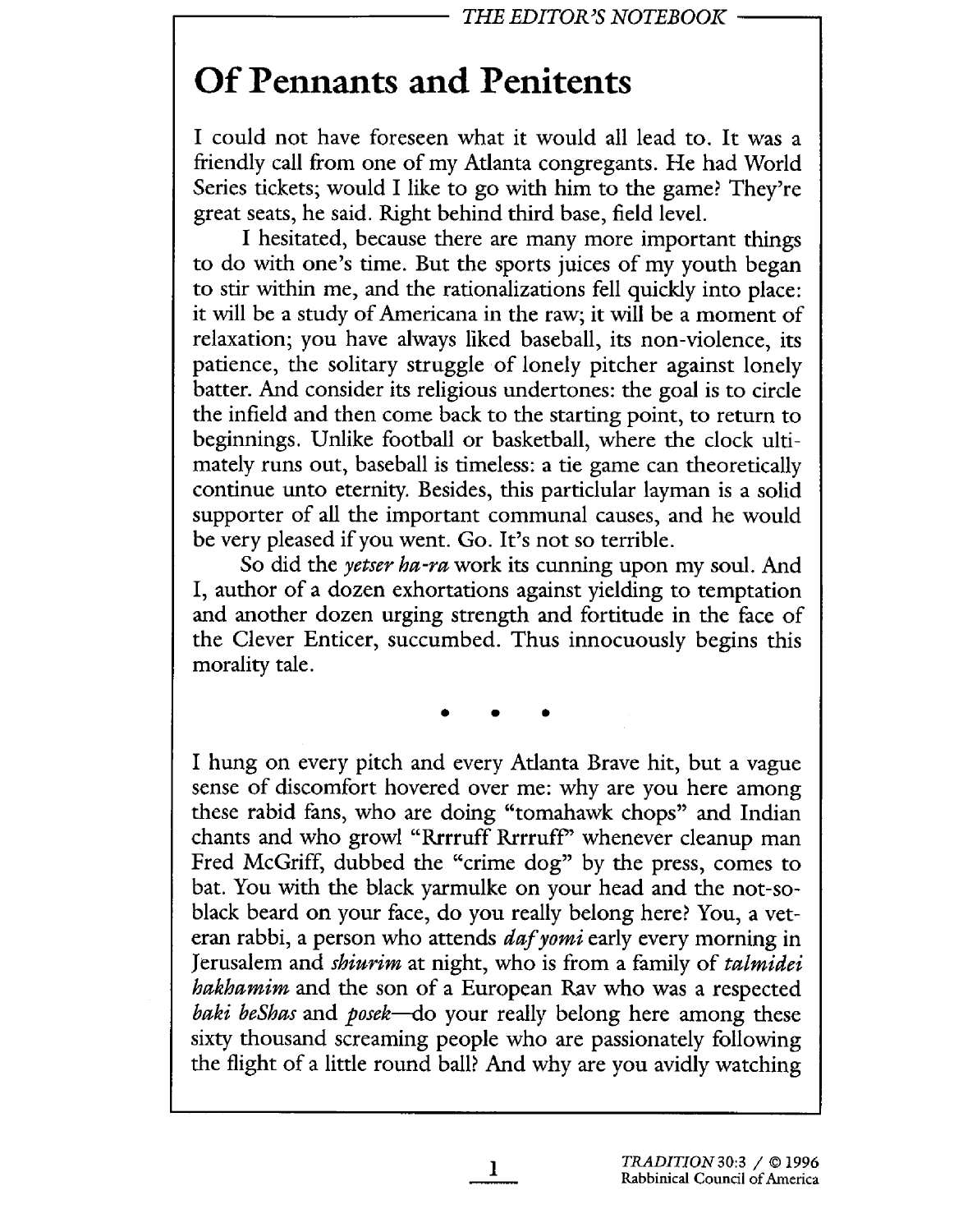# Of Pennants and Penitents

I could not have foreseen what it would all lead to. It was a friendly call from one of my Atlanta congregants. He had World Series tickets; would I like to go with him to the game? They're great seats, he said. Right behind third base, field level.

I hesitated, because there are many more important things to do with one's time. But the sports juices of my youth began to stir within me, and the rationalizations fell quickly into place: it will be a study of Americana in the raw; it will be a moment of relaxation; you have always liked baseball, its non-violence, its patience, the solitary struggle of lonely pitcher against lonely batter. And consider its religious undertones: the goal is to circle the infield and then come back to the starting point, to return to beginnings. Unlike football or basketball, where the clock ultimately runs out, baseball is timeless: a tie game can theoretically continue unto eternity. Besides, this particlular layman is a solid supporter of all the important communal causes, and he would be very pleased if you went. Go. It's not so terrible.

So did the *yetser ha-ra* work its cunning upon my soul. And I, author of a dozen exhortations against yielding to temptation and another dozen urging strength and fortitude in the face of the Clever Enticer, succumbed. Thus innocuously begins this morality tale.

• • •

I hung on every pitch and every Atlanta Brave hit, but a vague sense of discomfort hovered over me: why are you here among these rabid fans, who are doing "tomahawk chops" and Indian chants and who growl "Rrrruff Rrrruff" whenever cleanup man Fred McGriff, dubbed the "crime dog" by the press, comes to bat. You with the black yarmulke on your head and the not-so-black beard on your face, do you really belong here? You, a veteran rabbi, a person who attends *daf yomi* early every morning in Jerusalem and *shiurim* at night, who is from a family of *talmidei hakhamim* and the son of a European Rav who was a respected *baki beShas* and *posek*—do your really belong here among these sixty thousand screaming people who are passionately following the flight of a little round ball? And why are you avidly watching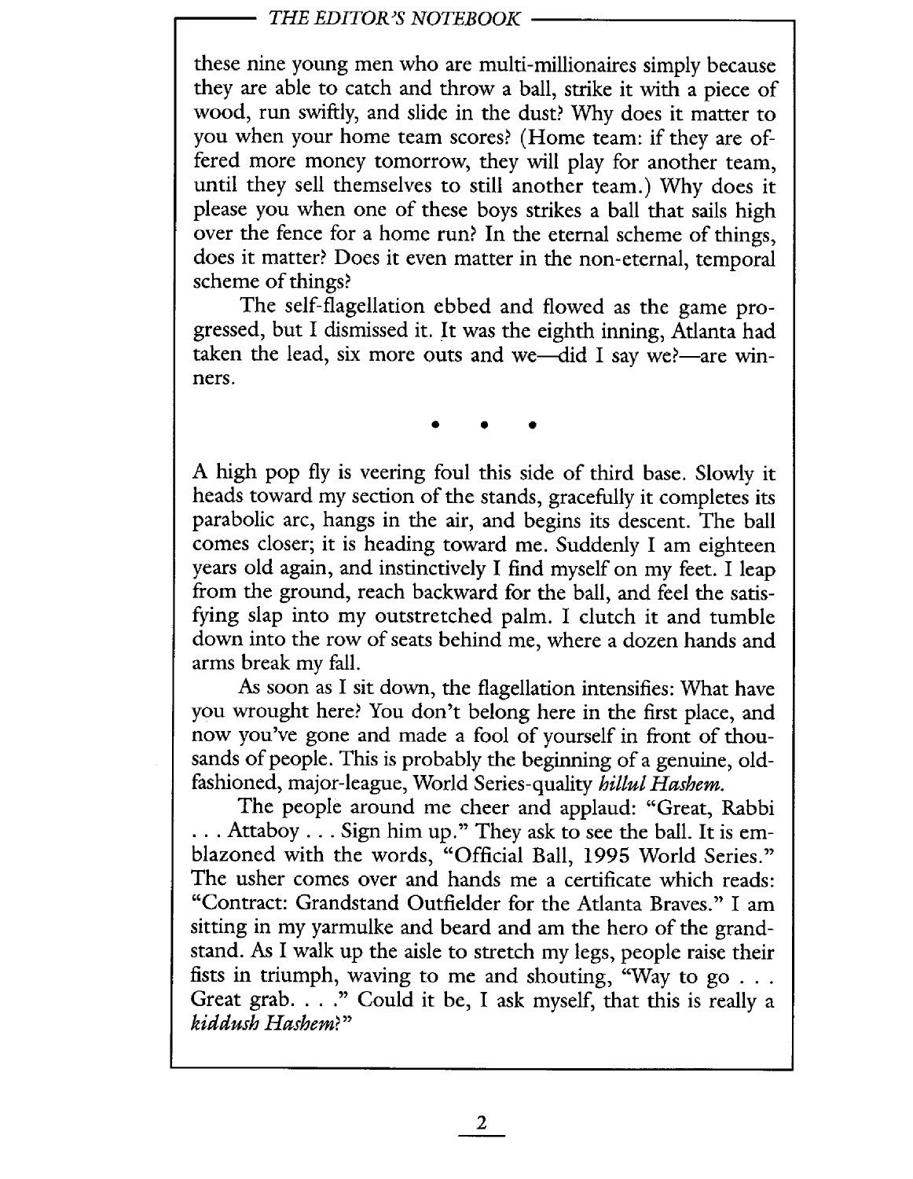these nine young men who are multi-millionaires simply because they are able to catch and throw a ball, strike it with a piece of wood, run swiftly, and slide in the dust? Why does it matter to you when your home team scores? (Home team: if they are offered more money tomorrow, they will play for another team, until they sell themselves to still another team.) Why does it please you when one of these boys strikes a ball that sails high over the fence for a home run? In the eternal scheme of things, does it matter? Does it even matter in the non-eternal, temporal scheme of things?

The self-flagellation ebbed and flowed as the game progressed, but I dismissed it. It was the eighth inning, Atlanta had taken the lead, six more outs and we—did I say we?—are winners.

• • •

A high pop fly is veering foul this side of third base. Slowly it heads toward my section of the stands, gracefully it completes its parabolic arc, hangs in the air, and begins its descent. The ball comes closer; it is heading toward me. Suddenly I am eighteen years old again, and instinctively I find myself on my feet. I leap from the ground, reach backward for the ball, and feel the satisfying slap into my outstretched palm. I clutch it and tumble down into the row of seats behind me, where a dozen hands and arms break my fall.

As soon as I sit down, the flagellation intensifies: What have you wrought here? You don't belong here in the first place, and now you've gone and made a fool of yourself in front of thousands of people. This is probably the beginning of a genuine, old-fashioned, major-league, World Series-quality *hillul Hashem.*

The people around me cheer and applaud: "Great, Rabbi . . . Attaboy . . . Sign him up." They ask to see the ball. It is emblazoned with the words, "Official Ball, 1995 World Series." The usher comes over and hands me a certificate which reads: "Contract: Grandstand Outfielder for the Atlanta Braves." I am sitting in my yarmulke and beard and am the hero of the grandstand. As I walk up the aisle to stretch my legs, people raise their fists in triumph, waving to me and shouting, "Way to go . . . Great grab. . . ." Could it be, I ask myself, that this is really a *kiddush Hashem*?"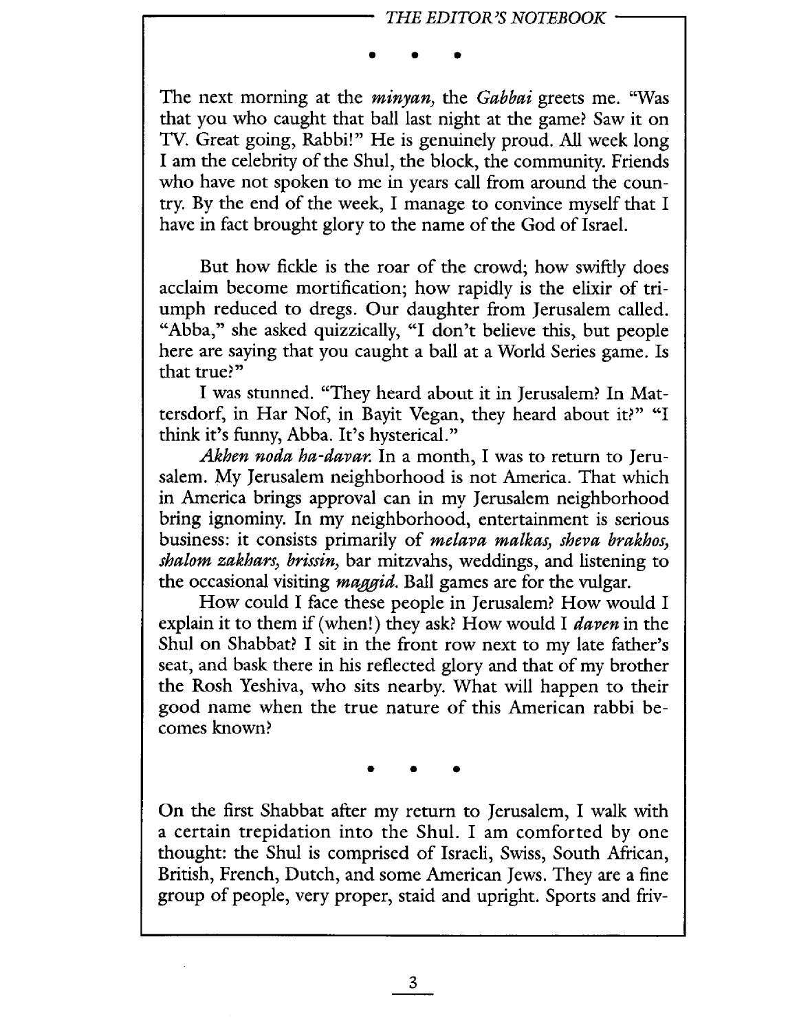• • •

The next morning at the *minyan*, the *Gabbai* greets me. "Was that you who caught that ball last night at the game? Saw it on TV. Great going, Rabbi!" He is genuinely proud. All week long I am the celebrity of the Shul, the block, the community. Friends who have not spoken to me in years call from around the country. By the end of the week, I manage to convince myself that I have in fact brought glory to the name of the God of Israel.

But how fickle is the roar of the crowd; how swiftly does acclaim become mortification; how rapidly is the elixir of triumph reduced to dregs. Our daughter from Jerusalem called. "Abba," she asked quizzically, "I don't believe this, but people here are saying that you caught a ball at a World Series game. Is that true?"

I was stunned. "They heard about it in Jerusalem? In Mattersdorf, in Har Nof, in Bayit Vegan, they heard about it?" "I think it's funny, Abba. It's hysterical."

*Akhen noda ha-davar.* In a month, I was to return to Jerusalem. My Jerusalem neighborhood is not America. That which in America brings approval can in my Jerusalem neighborhood bring ignominy. In my neighborhood, entertainment is serious business: it consists primarily of *melava malkas, sheva brakhos, shalom zakhars, brissin,* bar mitzvahs, weddings, and listening to the occasional visiting *maggid.* Ball games are for the vulgar.

How could I face these people in Jerusalem? How would I explain it to them if (when!) they ask? How would I *daven* in the Shul on Shabbat? I sit in the front row next to my late father's seat, and bask there in his reflected glory and that of my brother the Rosh Yeshiva, who sits nearby. What will happen to their good name when the true nature of this American rabbi becomes known?

• • •

On the first Shabbat after my return to Jerusalem, I walk with a certain trepidation into the Shul. I am comforted by one thought: the Shul is comprised of Israeli, Swiss, South African, British, French, Dutch, and some American Jews. They are a fine group of people, very proper, staid and upright. Sports and friv-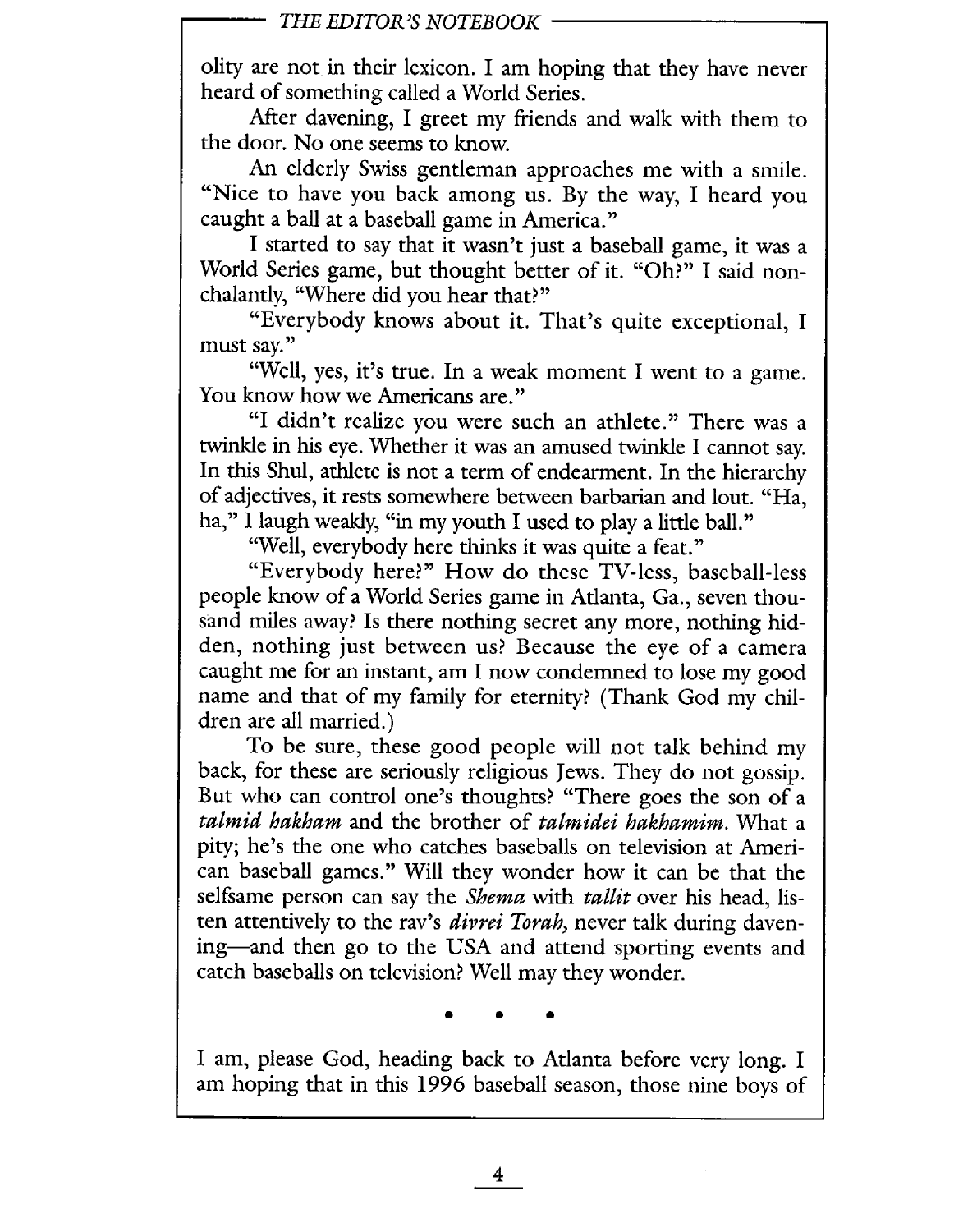olity are not in their lexicon. I am hoping that they have never heard of something called a World Series.

After davening, I greet my friends and walk with them to the door. No one seems to know.

An elderly Swiss gentleman approaches me with a smile. "Nice to have you back among us. By the way, I heard you caught a ball at a baseball game in America."

I started to say that it wasn't just a baseball game, it was a World Series game, but thought better of it. "Oh?" I said nonchalantly, "Where did you hear that?"

"Everybody knows about it. That's quite exceptional, I must say."

"Well, yes, it's true. In a weak moment I went to a game. You know how we Americans are."

"I didn't realize you were such an athlete." There was a twinkle in his eye. Whether it was an amused twinkle I cannot say. In this Shul, athlete is not a term of endearment. In the hierarchy of adjectives, it rests somewhere between barbarian and lout. "Ha, ha," I laugh weakly, "in my youth I used to play a little ball."

"Well, everybody here thinks it was quite a feat."

"Everybody here?" How do these TV-less, baseball-less people know of a World Series game in Atlanta, Ga., seven thousand miles away? Is there nothing secret any more, nothing hidden, nothing just between us? Because the eye of a camera caught me for an instant, am I now condemned to lose my good name and that of my family for eternity? (Thank God my children are all married.)

To be sure, these good people will not talk behind my back, for these are seriously religious Jews. They do not gossip. But who can control one's thoughts? "There goes the son of a *talmid hakham* and the brother of *talmidei hakhamim*. What a pity; he's the one who catches baseballs on television at American baseball games." Will they wonder how it can be that the selfsame person can say the *Shema* with *tallit* over his head, listen attentively to the rav's *divrei Torah,* never talk during davening—and then go to the USA and attend sporting events and catch baseballs on television? Well may they wonder.

• • •

I am, please God, heading back to Atlanta before very long. I am hoping that in this 1996 baseball season, those nine boys of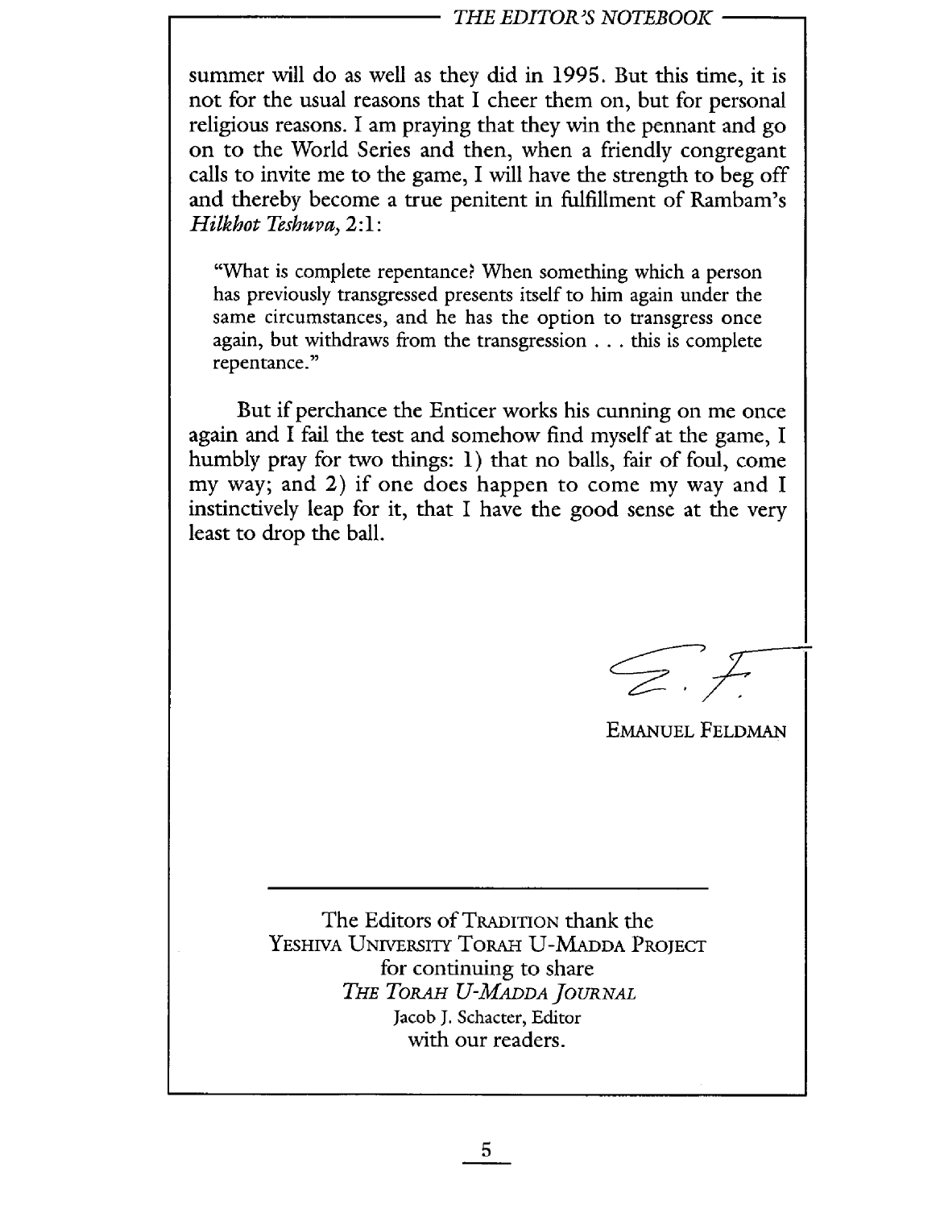summer will do as well as they did in 1995. But this time, it is not for the usual reasons that I cheer them on, but for personal religious reasons. I am praying that they win the pennant and go on to the World Series and then, when a friendly congregant calls to invite me to the game, I will have the strength to beg off and thereby become a true penitent in fulfillment of Rambam's *Hilkhot Teshuva*, 2:1:

> "What is complete repentance? When something which a person has previously transgressed presents itself to him again under the same circumstances, and he has the option to transgress once again, but withdraws from the transgression . . . this is complete repentance."

But if perchance the Enticer works his cunning on me once again and I fail the test and somehow find myself at the game, I humbly pray for two things: 1) that no balls, fair of foul, come my way; and 2) if one does happen to come my way and I instinctively leap for it, that I have the good sense at the very least to drop the ball.

E. F.

EMANUEL FELDMAN

---

The Editors of TRADITION thank the
YESHIVA UNIVERSITY TORAH U-MADDA PROJECT
for continuing to share
*THE TORAH U-MADDA JOURNAL*
Jacob J. Schacter, Editor
with our readers.